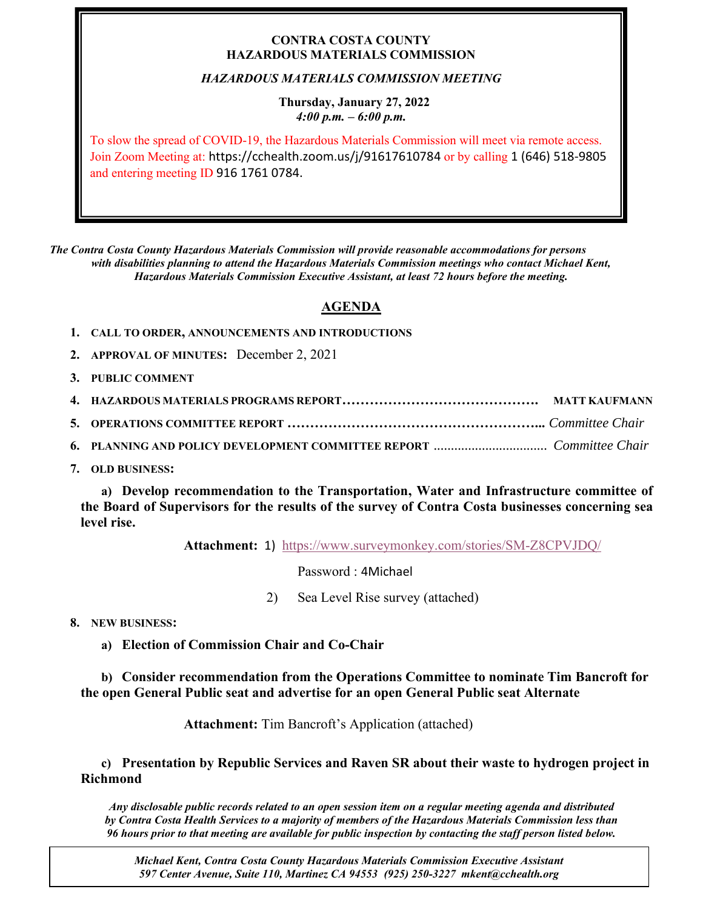**CONTRA COSTA COUNTY**
**HAZARDOUS MATERIALS COMMISSION**

***HAZARDOUS MATERIALS COMMISSION MEETING***

**Thursday, January 27, 2022**
***4:00 p.m. – 6:00 p.m.***

To slow the spread of COVID-19, the Hazardous Materials Commission will meet via remote access. Join Zoom Meeting at: https://cchealth.zoom.us/j/91617610784 or by calling 1 (646) 518-9805 and entering meeting ID 916 1761 0784.

***The Contra Costa County Hazardous Materials Commission will provide reasonable accommodations for persons with disabilities planning to attend the Hazardous Materials Commission meetings who contact Michael Kent, Hazardous Materials Commission Executive Assistant, at least 72 hours before the meeting.***

## AGENDA

1. **CALL TO ORDER, ANNOUNCEMENTS AND INTRODUCTIONS**
2. **APPROVAL OF MINUTES:** December 2, 2021
3. **PUBLIC COMMENT**
4. **HAZARDOUS MATERIALS PROGRAMS REPORT……………………………………. MATT KAUFMANN**
5. **OPERATIONS COMMITTEE REPORT ………………………………………………...** *Committee Chair*
6. **PLANNING AND POLICY DEVELOPMENT COMMITTEE REPORT** ................................ *Committee Chair*
7. **OLD BUSINESS:**

   **a) Develop recommendation to the Transportation, Water and Infrastructure committee of the Board of Supervisors for the results of the survey of Contra Costa businesses concerning sea level rise.**

   **Attachment:** 1) https://www.surveymonkey.com/stories/SM-Z8CPVJDQ/

   Password : 4Michael

   2) Sea Level Rise survey (attached)

8. **NEW BUSINESS:**

   **a) Election of Commission Chair and Co-Chair**

   **b) Consider recommendation from the Operations Committee to nominate Tim Bancroft for the open General Public seat and advertise for an open General Public seat Alternate**

   **Attachment:** Tim Bancroft's Application (attached)

   **c) Presentation by Republic Services and Raven SR about their waste to hydrogen project in Richmond**

***Any disclosable public records related to an open session item on a regular meeting agenda and distributed by Contra Costa Health Services to a majority of members of the Hazardous Materials Commission less than 96 hours prior to that meeting are available for public inspection by contacting the staff person listed below.***

*Michael Kent, Contra Costa County Hazardous Materials Commission Executive Assistant*
*597 Center Avenue, Suite 110, Martinez CA 94553 (925) 250-3227 mkent@cchealth.org*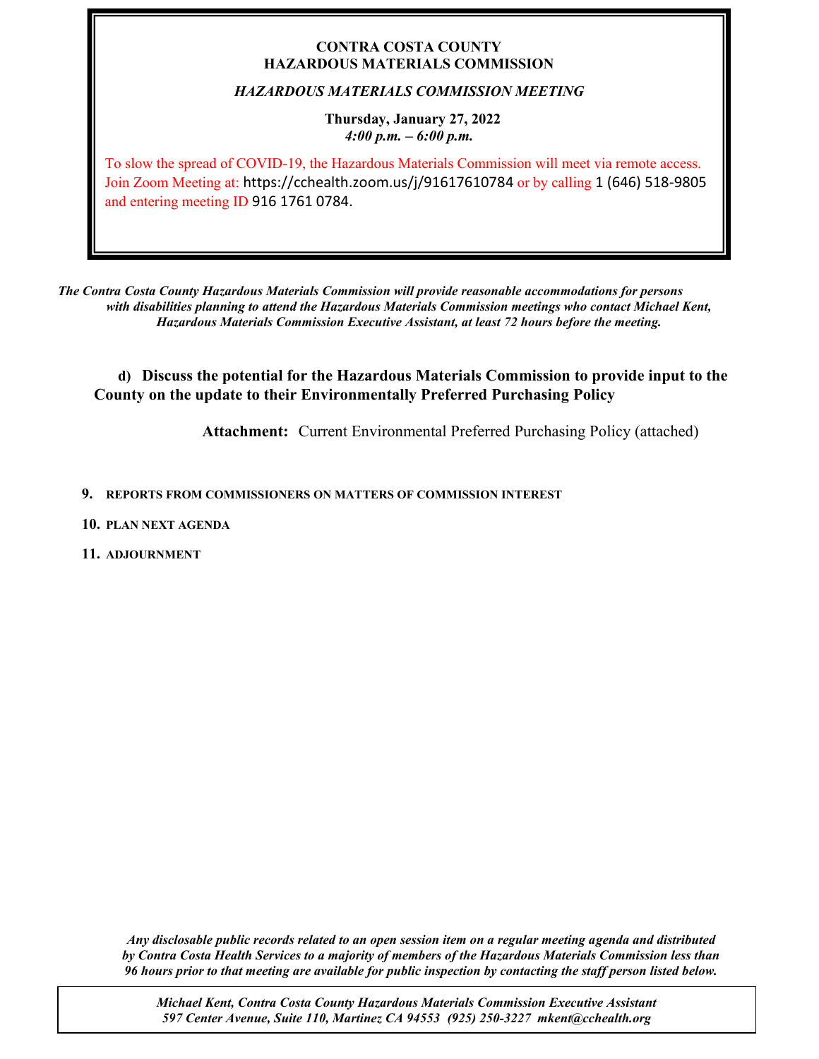**CONTRA COSTA COUNTY**
**HAZARDOUS MATERIALS COMMISSION**

***HAZARDOUS MATERIALS COMMISSION MEETING***

**Thursday, January 27, 2022**
***4:00 p.m. – 6:00 p.m.***

To slow the spread of COVID-19, the Hazardous Materials Commission will meet via remote access. Join Zoom Meeting at: https://cchealth.zoom.us/j/91617610784 or by calling 1 (646) 518-9805 and entering meeting ID 916 1761 0784.

***The Contra Costa County Hazardous Materials Commission will provide reasonable accommodations for persons with disabilities planning to attend the Hazardous Materials Commission meetings who contact Michael Kent, Hazardous Materials Commission Executive Assistant, at least 72 hours before the meeting.***

**d) Discuss the potential for the Hazardous Materials Commission to provide input to the County on the update to their Environmentally Preferred Purchasing Policy**

**Attachment:** Current Environmental Preferred Purchasing Policy (attached)

**9. REPORTS FROM COMMISSIONERS ON MATTERS OF COMMISSION INTEREST**

**10. PLAN NEXT AGENDA**

**11. ADJOURNMENT**

***Any disclosable public records related to an open session item on a regular meeting agenda and distributed by Contra Costa Health Services to a majority of members of the Hazardous Materials Commission less than 96 hours prior to that meeting are available for public inspection by contacting the staff person listed below.***

*Michael Kent, Contra Costa County Hazardous Materials Commission Executive Assistant*
*597 Center Avenue, Suite 110, Martinez CA 94553 (925) 250-3227 mkent@cchealth.org*